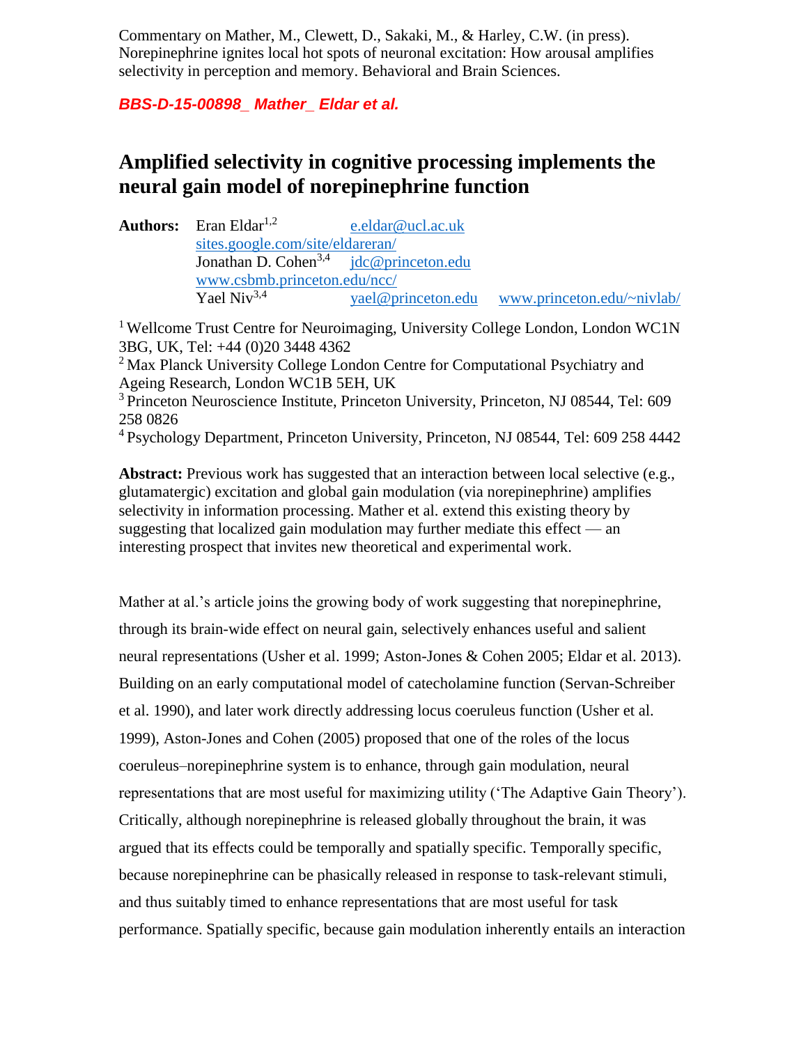Commentary on Mather, M., Clewett, D., Sakaki, M., & Harley, C.W. (in press). Norepinephrine ignites local hot spots of neuronal excitation: How arousal amplifies selectivity in perception and memory. Behavioral and Brain Sciences.

***BBS-D-15-00898_ Mather_ Eldar et al.***

# Amplified selectivity in cognitive processing implements the neural gain model of norepinephrine function

**Authors:** Eran Eldar[1,2] e.eldar@ucl.ac.uk
sites.google.com/site/eldareran/
Jonathan D. Cohen[3,4] jdc@princeton.edu
www.csbmb.princeton.edu/ncc/
Yael Niv[3,4] yael@princeton.edu www.princeton.edu/~nivlab/

[1] Wellcome Trust Centre for Neuroimaging, University College London, London WC1N 3BG, UK, Tel: +44 (0)20 3448 4362
[2] Max Planck University College London Centre for Computational Psychiatry and Ageing Research, London WC1B 5EH, UK
[3] Princeton Neuroscience Institute, Princeton University, Princeton, NJ 08544, Tel: 609 258 0826
[4] Psychology Department, Princeton University, Princeton, NJ 08544, Tel: 609 258 4442

**Abstract:** Previous work has suggested that an interaction between local selective (e.g., glutamatergic) excitation and global gain modulation (via norepinephrine) amplifies selectivity in information processing. Mather et al. extend this existing theory by suggesting that localized gain modulation may further mediate this effect — an interesting prospect that invites new theoretical and experimental work.

Mather at al.'s article joins the growing body of work suggesting that norepinephrine, through its brain-wide effect on neural gain, selectively enhances useful and salient neural representations (Usher et al. 1999; Aston-Jones & Cohen 2005; Eldar et al. 2013). Building on an early computational model of catecholamine function (Servan-Schreiber et al. 1990), and later work directly addressing locus coeruleus function (Usher et al. 1999), Aston-Jones and Cohen (2005) proposed that one of the roles of the locus coeruleus–norepinephrine system is to enhance, through gain modulation, neural representations that are most useful for maximizing utility ('The Adaptive Gain Theory'). Critically, although norepinephrine is released globally throughout the brain, it was argued that its effects could be temporally and spatially specific. Temporally specific, because norepinephrine can be phasically released in response to task-relevant stimuli, and thus suitably timed to enhance representations that are most useful for task performance. Spatially specific, because gain modulation inherently entails an interaction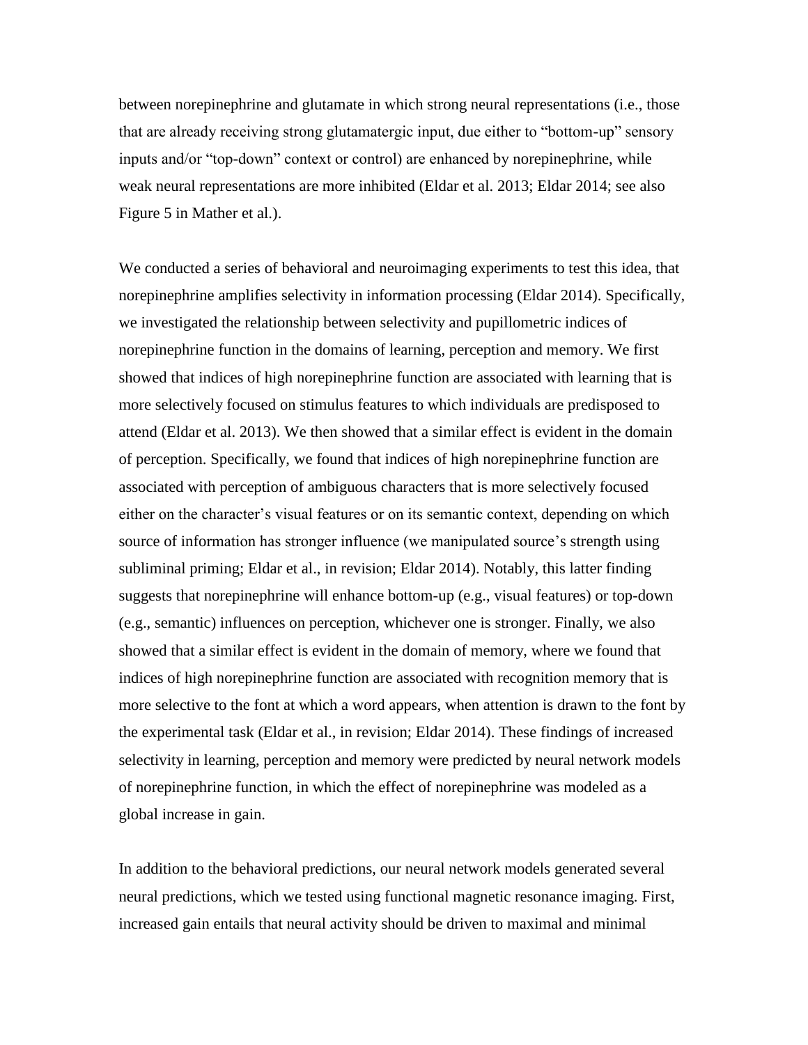between norepinephrine and glutamate in which strong neural representations (i.e., those that are already receiving strong glutamatergic input, due either to "bottom-up" sensory inputs and/or "top-down" context or control) are enhanced by norepinephrine, while weak neural representations are more inhibited (Eldar et al. 2013; Eldar 2014; see also Figure 5 in Mather et al.).

We conducted a series of behavioral and neuroimaging experiments to test this idea, that norepinephrine amplifies selectivity in information processing (Eldar 2014). Specifically, we investigated the relationship between selectivity and pupillometric indices of norepinephrine function in the domains of learning, perception and memory. We first showed that indices of high norepinephrine function are associated with learning that is more selectively focused on stimulus features to which individuals are predisposed to attend (Eldar et al. 2013). We then showed that a similar effect is evident in the domain of perception. Specifically, we found that indices of high norepinephrine function are associated with perception of ambiguous characters that is more selectively focused either on the character's visual features or on its semantic context, depending on which source of information has stronger influence (we manipulated source's strength using subliminal priming; Eldar et al., in revision; Eldar 2014). Notably, this latter finding suggests that norepinephrine will enhance bottom-up (e.g., visual features) or top-down (e.g., semantic) influences on perception, whichever one is stronger. Finally, we also showed that a similar effect is evident in the domain of memory, where we found that indices of high norepinephrine function are associated with recognition memory that is more selective to the font at which a word appears, when attention is drawn to the font by the experimental task (Eldar et al., in revision; Eldar 2014). These findings of increased selectivity in learning, perception and memory were predicted by neural network models of norepinephrine function, in which the effect of norepinephrine was modeled as a global increase in gain.

In addition to the behavioral predictions, our neural network models generated several neural predictions, which we tested using functional magnetic resonance imaging. First, increased gain entails that neural activity should be driven to maximal and minimal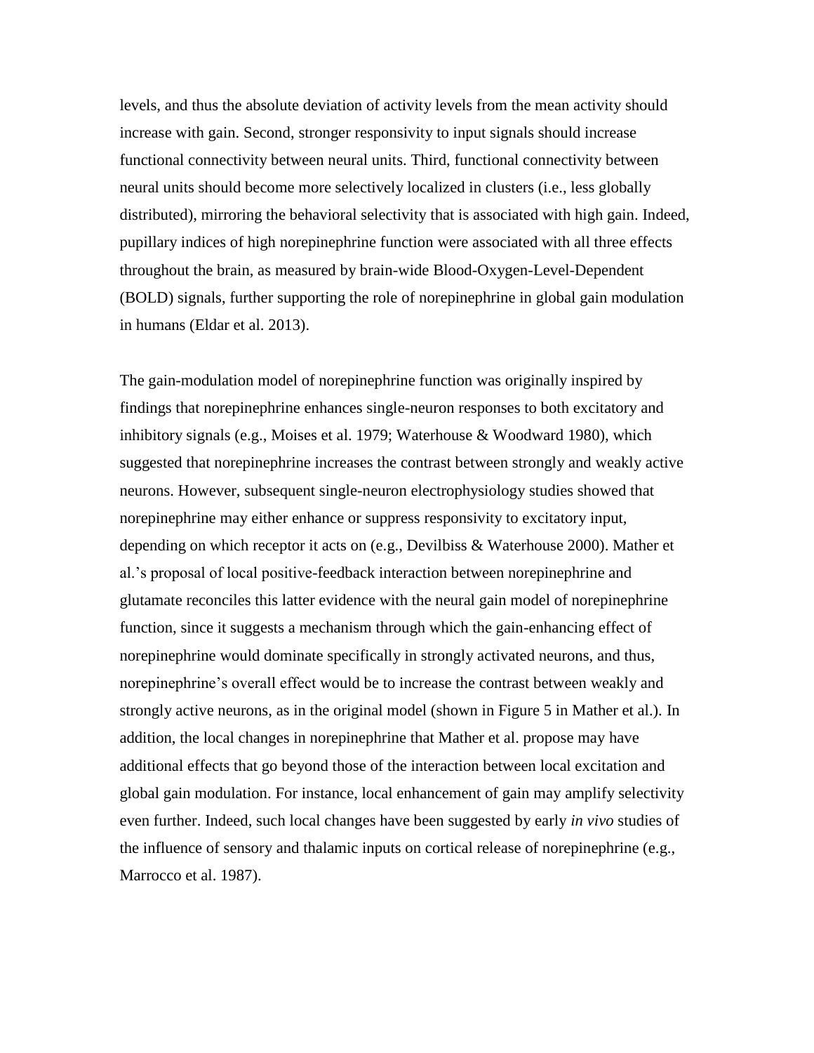levels, and thus the absolute deviation of activity levels from the mean activity should increase with gain. Second, stronger responsivity to input signals should increase functional connectivity between neural units. Third, functional connectivity between neural units should become more selectively localized in clusters (i.e., less globally distributed), mirroring the behavioral selectivity that is associated with high gain. Indeed, pupillary indices of high norepinephrine function were associated with all three effects throughout the brain, as measured by brain-wide Blood-Oxygen-Level-Dependent (BOLD) signals, further supporting the role of norepinephrine in global gain modulation in humans (Eldar et al. 2013).

The gain-modulation model of norepinephrine function was originally inspired by findings that norepinephrine enhances single-neuron responses to both excitatory and inhibitory signals (e.g., Moises et al. 1979; Waterhouse & Woodward 1980), which suggested that norepinephrine increases the contrast between strongly and weakly active neurons. However, subsequent single-neuron electrophysiology studies showed that norepinephrine may either enhance or suppress responsivity to excitatory input, depending on which receptor it acts on (e.g., Devilbiss & Waterhouse 2000). Mather et al.'s proposal of local positive-feedback interaction between norepinephrine and glutamate reconciles this latter evidence with the neural gain model of norepinephrine function, since it suggests a mechanism through which the gain-enhancing effect of norepinephrine would dominate specifically in strongly activated neurons, and thus, norepinephrine's overall effect would be to increase the contrast between weakly and strongly active neurons, as in the original model (shown in Figure 5 in Mather et al.). In addition, the local changes in norepinephrine that Mather et al. propose may have additional effects that go beyond those of the interaction between local excitation and global gain modulation. For instance, local enhancement of gain may amplify selectivity even further. Indeed, such local changes have been suggested by early *in vivo* studies of the influence of sensory and thalamic inputs on cortical release of norepinephrine (e.g., Marrocco et al. 1987).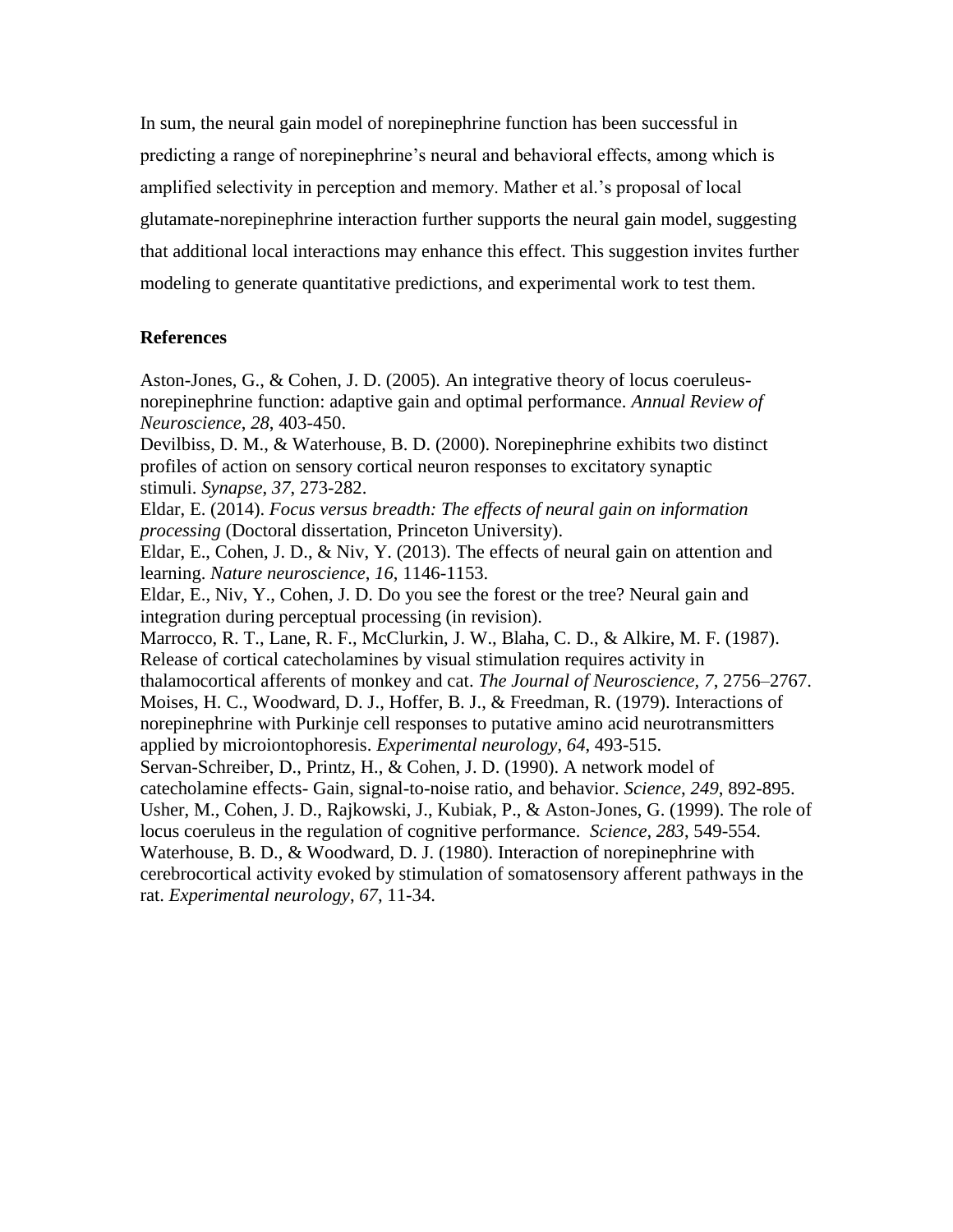In sum, the neural gain model of norepinephrine function has been successful in predicting a range of norepinephrine's neural and behavioral effects, among which is amplified selectivity in perception and memory. Mather et al.'s proposal of local glutamate-norepinephrine interaction further supports the neural gain model, suggesting that additional local interactions may enhance this effect. This suggestion invites further modeling to generate quantitative predictions, and experimental work to test them.

### References

Aston-Jones, G., & Cohen, J. D. (2005). An integrative theory of locus coeruleus-norepinephrine function: adaptive gain and optimal performance. *Annual Review of Neuroscience*, *28*, 403-450.

Devilbiss, D. M., & Waterhouse, B. D. (2000). Norepinephrine exhibits two distinct profiles of action on sensory cortical neuron responses to excitatory synaptic stimuli. *Synapse*, *37*, 273-282.

Eldar, E. (2014). *Focus versus breadth: The effects of neural gain on information processing* (Doctoral dissertation, Princeton University).

Eldar, E., Cohen, J. D., & Niv, Y. (2013). The effects of neural gain on attention and learning. *Nature neuroscience*, *16*, 1146-1153.

Eldar, E., Niv, Y., Cohen, J. D. Do you see the forest or the tree? Neural gain and integration during perceptual processing (in revision).

Marrocco, R. T., Lane, R. F., McClurkin, J. W., Blaha, C. D., & Alkire, M. F. (1987). Release of cortical catecholamines by visual stimulation requires activity in thalamocortical afferents of monkey and cat. *The Journal of Neuroscience*, *7*, 2756–2767.

Moises, H. C., Woodward, D. J., Hoffer, B. J., & Freedman, R. (1979). Interactions of norepinephrine with Purkinje cell responses to putative amino acid neurotransmitters applied by microiontophoresis. *Experimental neurology*, *64*, 493-515.

Servan-Schreiber, D., Printz, H., & Cohen, J. D. (1990). A network model of catecholamine effects- Gain, signal-to-noise ratio, and behavior. *Science*, *249*, 892-895.

Usher, M., Cohen, J. D., Rajkowski, J., Kubiak, P., & Aston-Jones, G. (1999). The role of locus coeruleus in the regulation of cognitive performance. *Science*, *283*, 549-554.

Waterhouse, B. D., & Woodward, D. J. (1980). Interaction of norepinephrine with cerebrocortical activity evoked by stimulation of somatosensory afferent pathways in the rat. *Experimental neurology*, *67*, 11-34.